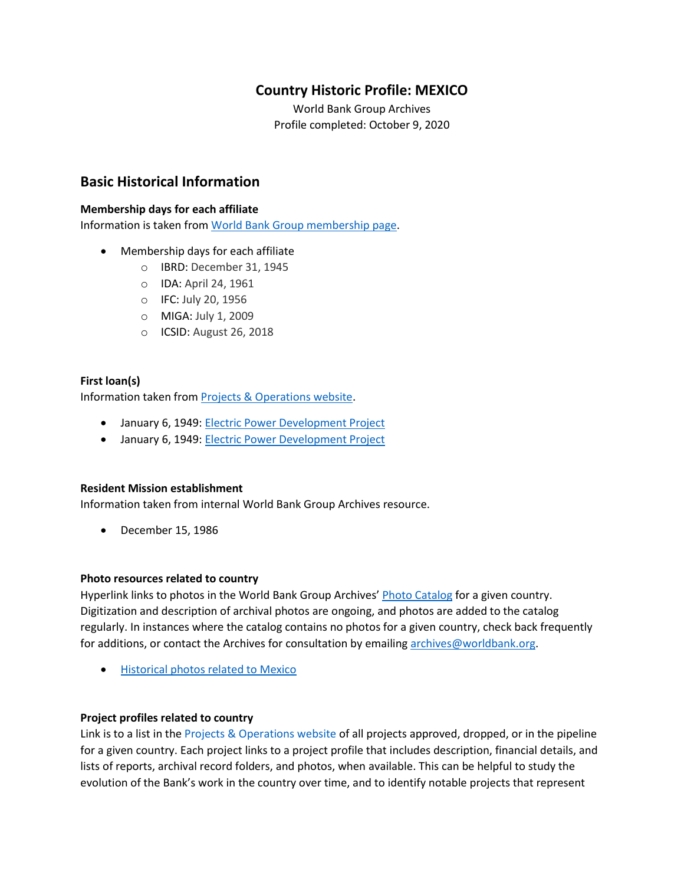# Country Historic Profile: MEXICO

World Bank Group Archives
Profile completed: October 9, 2020

## Basic Historical Information

**Membership days for each affiliate**
Information is taken from World Bank Group membership page.

- Membership days for each affiliate
  - IBRD: December 31, 1945
  - IDA: April 24, 1961
  - IFC: July 20, 1956
  - MIGA: July 1, 2009
  - ICSID: August 26, 2018

**First loan(s)**
Information taken from Projects & Operations website.

- January 6, 1949: Electric Power Development Project
- January 6, 1949: Electric Power Development Project

**Resident Mission establishment**
Information taken from internal World Bank Group Archives resource.

- December 15, 1986

**Photo resources related to country**
Hyperlink links to photos in the World Bank Group Archives' Photo Catalog for a given country. Digitization and description of archival photos are ongoing, and photos are added to the catalog regularly. In instances where the catalog contains no photos for a given country, check back frequently for additions, or contact the Archives for consultation by emailing archives@worldbank.org.

- Historical photos related to Mexico

**Project profiles related to country**
Link is to a list in the Projects & Operations website of all projects approved, dropped, or in the pipeline for a given country. Each project links to a project profile that includes description, financial details, and lists of reports, archival record folders, and photos, when available. This can be helpful to study the evolution of the Bank's work in the country over time, and to identify notable projects that represent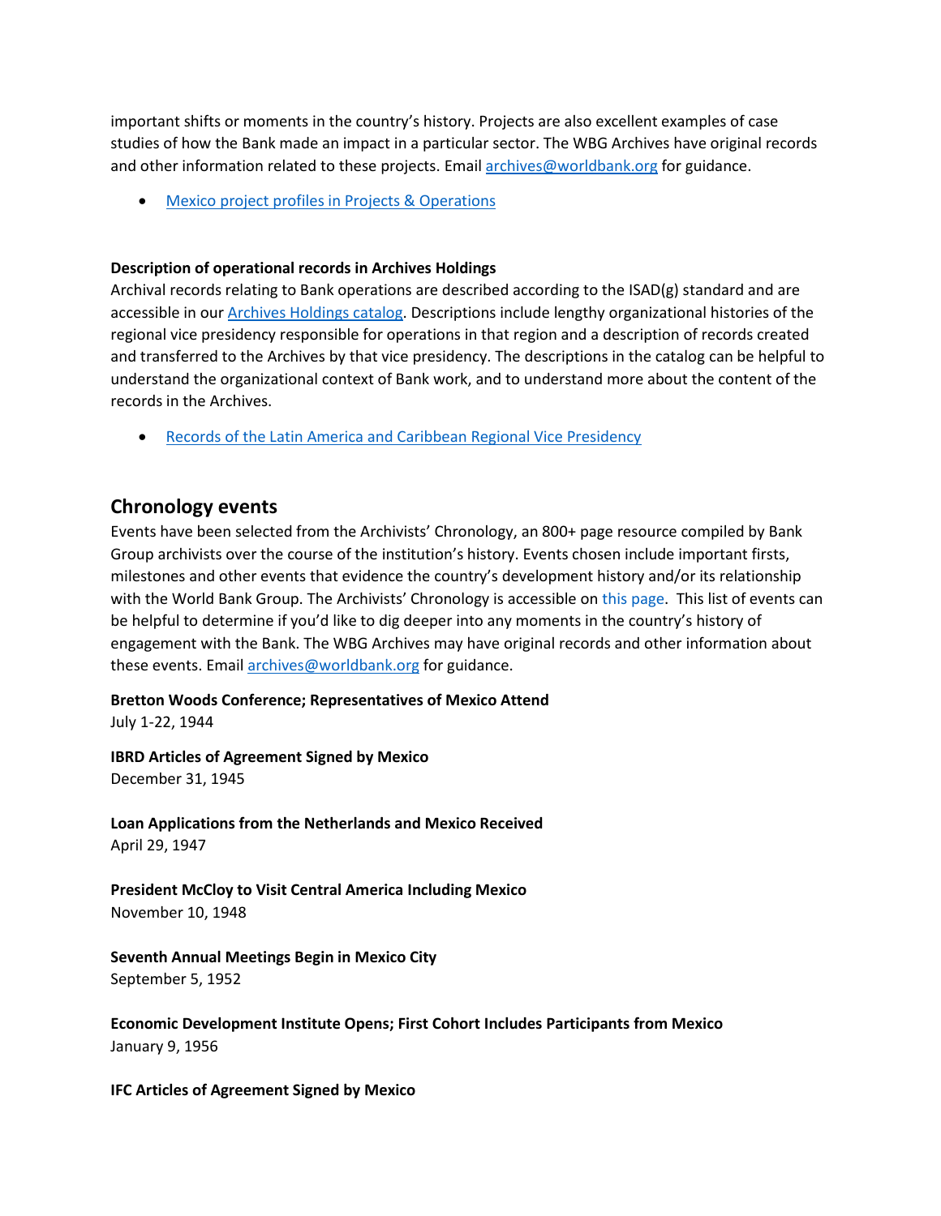important shifts or moments in the country's history. Projects are also excellent examples of case studies of how the Bank made an impact in a particular sector. The WBG Archives have original records and other information related to these projects. Email archives@worldbank.org for guidance.

- Mexico project profiles in Projects & Operations

**Description of operational records in Archives Holdings**
Archival records relating to Bank operations are described according to the ISAD(g) standard and are accessible in our Archives Holdings catalog. Descriptions include lengthy organizational histories of the regional vice presidency responsible for operations in that region and a description of records created and transferred to the Archives by that vice presidency. The descriptions in the catalog can be helpful to understand the organizational context of Bank work, and to understand more about the content of the records in the Archives.

- Records of the Latin America and Caribbean Regional Vice Presidency

## Chronology events

Events have been selected from the Archivists' Chronology, an 800+ page resource compiled by Bank Group archivists over the course of the institution's history. Events chosen include important firsts, milestones and other events that evidence the country's development history and/or its relationship with the World Bank Group. The Archivists' Chronology is accessible on this page. This list of events can be helpful to determine if you'd like to dig deeper into any moments in the country's history of engagement with the Bank. The WBG Archives may have original records and other information about these events. Email archives@worldbank.org for guidance.

**Bretton Woods Conference; Representatives of Mexico Attend**
July 1-22, 1944

**IBRD Articles of Agreement Signed by Mexico**
December 31, 1945

**Loan Applications from the Netherlands and Mexico Received**
April 29, 1947

**President McCloy to Visit Central America Including Mexico**
November 10, 1948

**Seventh Annual Meetings Begin in Mexico City**
September 5, 1952

**Economic Development Institute Opens; First Cohort Includes Participants from Mexico**
January 9, 1956

**IFC Articles of Agreement Signed by Mexico**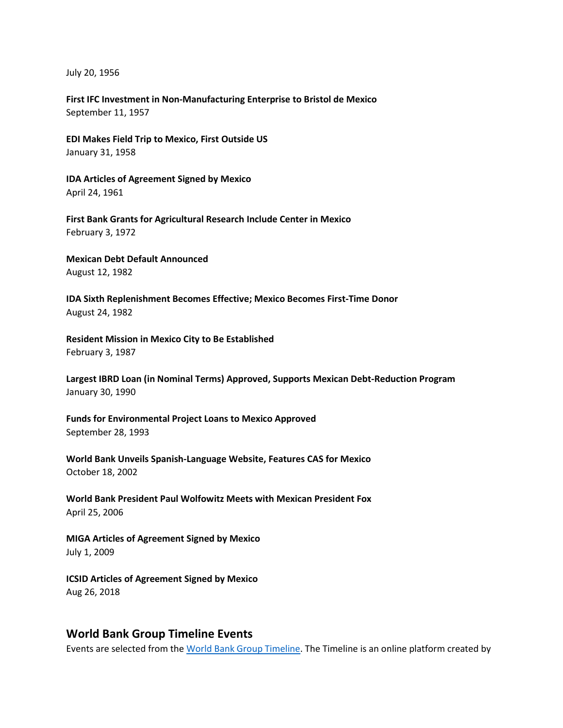July 20, 1956

**First IFC Investment in Non-Manufacturing Enterprise to Bristol de Mexico**
September 11, 1957

**EDI Makes Field Trip to Mexico, First Outside US**
January 31, 1958

**IDA Articles of Agreement Signed by Mexico**
April 24, 1961

**First Bank Grants for Agricultural Research Include Center in Mexico**
February 3, 1972

**Mexican Debt Default Announced**
August 12, 1982

**IDA Sixth Replenishment Becomes Effective; Mexico Becomes First-Time Donor**
August 24, 1982

**Resident Mission in Mexico City to Be Established**
February 3, 1987

**Largest IBRD Loan (in Nominal Terms) Approved, Supports Mexican Debt-Reduction Program**
January 30, 1990

**Funds for Environmental Project Loans to Mexico Approved**
September 28, 1993

**World Bank Unveils Spanish-Language Website, Features CAS for Mexico**
October 18, 2002

**World Bank President Paul Wolfowitz Meets with Mexican President Fox**
April 25, 2006

**MIGA Articles of Agreement Signed by Mexico**
July 1, 2009

**ICSID Articles of Agreement Signed by Mexico**
Aug 26, 2018

## World Bank Group Timeline Events

Events are selected from the [World Bank Group Timeline](). The Timeline is an online platform created by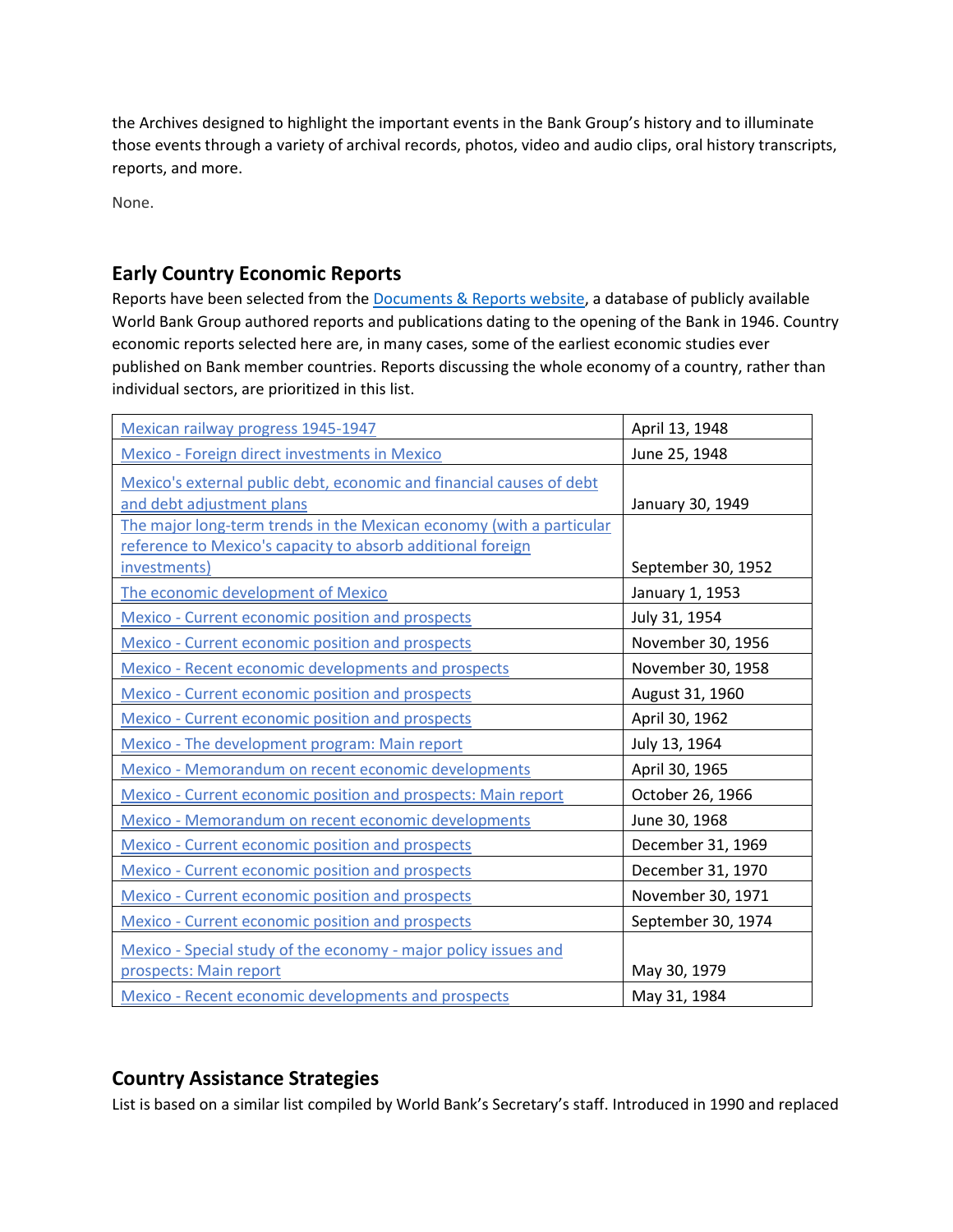the Archives designed to highlight the important events in the Bank Group's history and to illuminate those events through a variety of archival records, photos, video and audio clips, oral history transcripts, reports, and more.

None.

## Early Country Economic Reports

Reports have been selected from the Documents & Reports website, a database of publicly available World Bank Group authored reports and publications dating to the opening of the Bank in 1946. Country economic reports selected here are, in many cases, some of the earliest economic studies ever published on Bank member countries. Reports discussing the whole economy of a country, rather than individual sectors, are prioritized in this list.

| | |
|---|---|
| Mexican railway progress 1945-1947 | April 13, 1948 |
| Mexico - Foreign direct investments in Mexico | June 25, 1948 |
| Mexico's external public debt, economic and financial causes of debt and debt adjustment plans | January 30, 1949 |
| The major long-term trends in the Mexican economy (with a particular reference to Mexico's capacity to absorb additional foreign investments) | September 30, 1952 |
| The economic development of Mexico | January 1, 1953 |
| Mexico - Current economic position and prospects | July 31, 1954 |
| Mexico - Current economic position and prospects | November 30, 1956 |
| Mexico - Recent economic developments and prospects | November 30, 1958 |
| Mexico - Current economic position and prospects | August 31, 1960 |
| Mexico - Current economic position and prospects | April 30, 1962 |
| Mexico - The development program: Main report | July 13, 1964 |
| Mexico - Memorandum on recent economic developments | April 30, 1965 |
| Mexico - Current economic position and prospects: Main report | October 26, 1966 |
| Mexico - Memorandum on recent economic developments | June 30, 1968 |
| Mexico - Current economic position and prospects | December 31, 1969 |
| Mexico - Current economic position and prospects | December 31, 1970 |
| Mexico - Current economic position and prospects | November 30, 1971 |
| Mexico - Current economic position and prospects | September 30, 1974 |
| Mexico - Special study of the economy - major policy issues and prospects: Main report | May 30, 1979 |
| Mexico - Recent economic developments and prospects | May 31, 1984 |

## Country Assistance Strategies

List is based on a similar list compiled by World Bank's Secretary's staff. Introduced in 1990 and replaced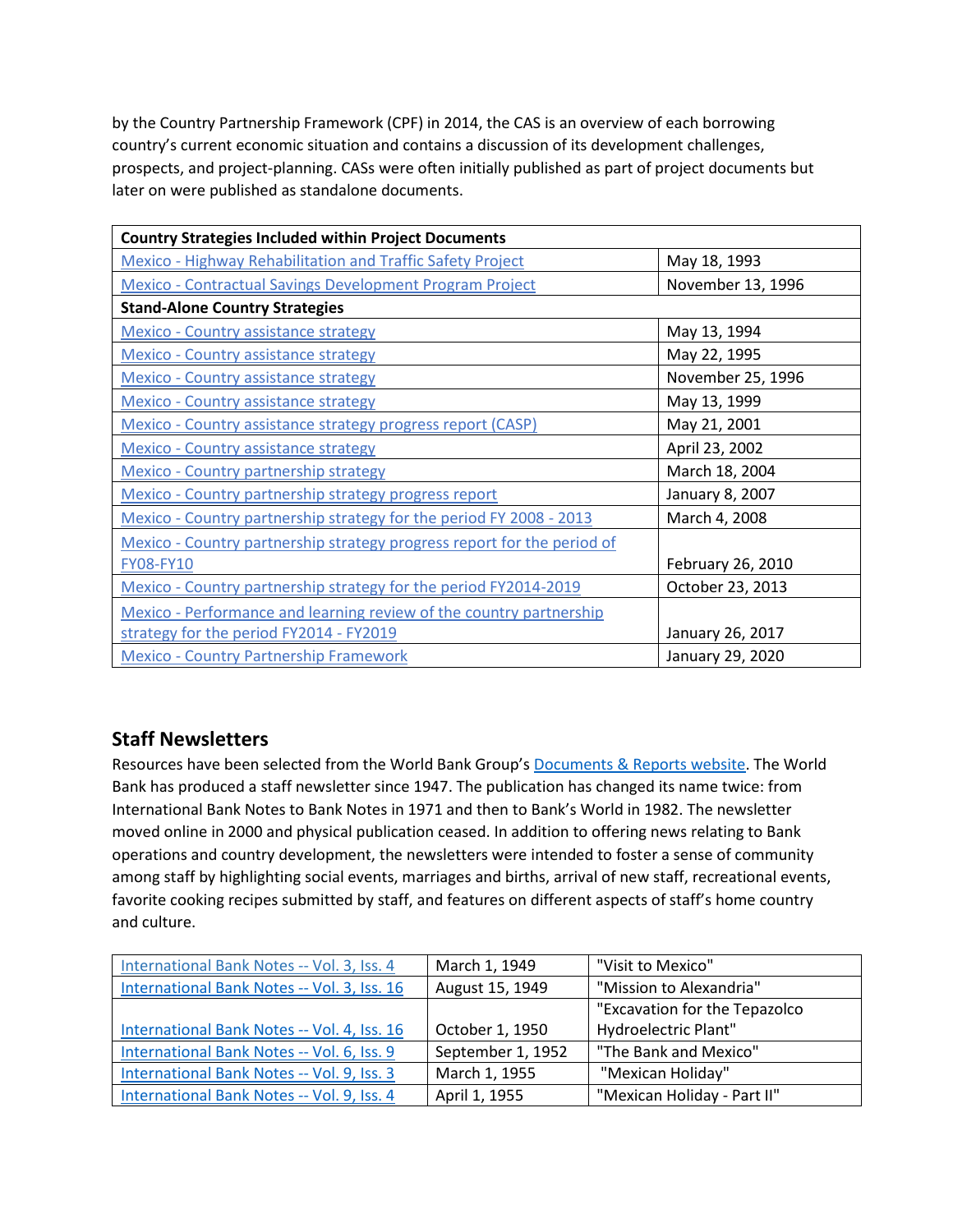by the Country Partnership Framework (CPF) in 2014, the CAS is an overview of each borrowing country's current economic situation and contains a discussion of its development challenges, prospects, and project-planning. CASs were often initially published as part of project documents but later on were published as standalone documents.

| | |
|---|---|
| **Country Strategies Included within Project Documents** | |
| Mexico - Highway Rehabilitation and Traffic Safety Project | May 18, 1993 |
| Mexico - Contractual Savings Development Program Project | November 13, 1996 |
| **Stand-Alone Country Strategies** | |
| Mexico - Country assistance strategy | May 13, 1994 |
| Mexico - Country assistance strategy | May 22, 1995 |
| Mexico - Country assistance strategy | November 25, 1996 |
| Mexico - Country assistance strategy | May 13, 1999 |
| Mexico - Country assistance strategy progress report (CASP) | May 21, 2001 |
| Mexico - Country assistance strategy | April 23, 2002 |
| Mexico - Country partnership strategy | March 18, 2004 |
| Mexico - Country partnership strategy progress report | January 8, 2007 |
| Mexico - Country partnership strategy for the period FY 2008 - 2013 | March 4, 2008 |
| Mexico - Country partnership strategy progress report for the period of FY08-FY10 | February 26, 2010 |
| Mexico - Country partnership strategy for the period FY2014-2019 | October 23, 2013 |
| Mexico - Performance and learning review of the country partnership strategy for the period FY2014 - FY2019 | January 26, 2017 |
| Mexico - Country Partnership Framework | January 29, 2020 |

## Staff Newsletters

Resources have been selected from the World Bank Group's Documents & Reports website. The World Bank has produced a staff newsletter since 1947. The publication has changed its name twice: from International Bank Notes to Bank Notes in 1971 and then to Bank's World in 1982. The newsletter moved online in 2000 and physical publication ceased. In addition to offering news relating to Bank operations and country development, the newsletters were intended to foster a sense of community among staff by highlighting social events, marriages and births, arrival of new staff, recreational events, favorite cooking recipes submitted by staff, and features on different aspects of staff's home country and culture.

| | | |
|---|---|---|
| International Bank Notes -- Vol. 3, Iss. 4 | March 1, 1949 | "Visit to Mexico" |
| International Bank Notes -- Vol. 3, Iss. 16 | August 15, 1949 | "Mission to Alexandria" |
| International Bank Notes -- Vol. 4, Iss. 16 | October 1, 1950 | "Excavation for the Tepazolco Hydroelectric Plant" |
| International Bank Notes -- Vol. 6, Iss. 9 | September 1, 1952 | "The Bank and Mexico" |
| International Bank Notes -- Vol. 9, Iss. 3 | March 1, 1955 | "Mexican Holiday" |
| International Bank Notes -- Vol. 9, Iss. 4 | April 1, 1955 | "Mexican Holiday - Part II" |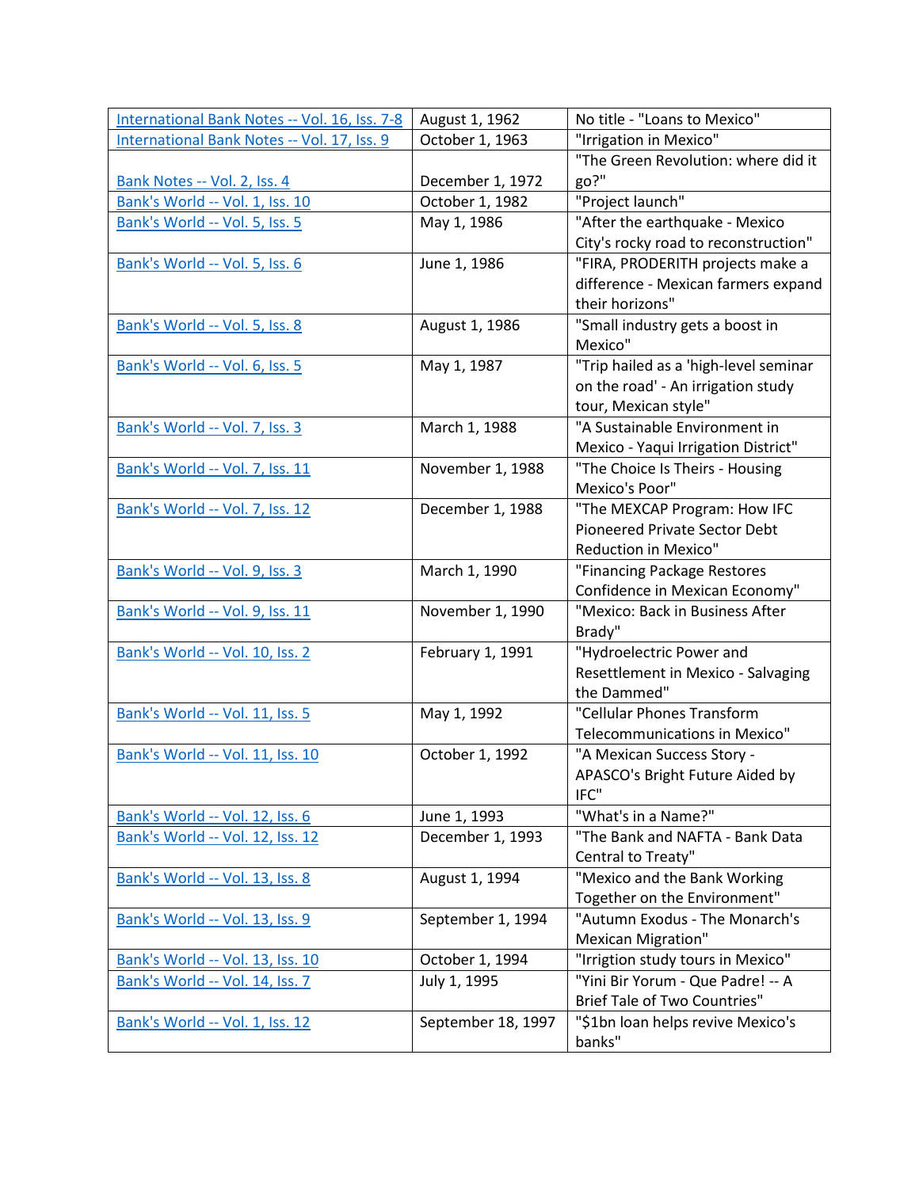| | | |
|---|---|---|
| International Bank Notes -- Vol. 16, Iss. 7-8 | August 1, 1962 | No title - "Loans to Mexico" |
| International Bank Notes -- Vol. 17, Iss. 9 | October 1, 1963 | "Irrigation in Mexico" |
| Bank Notes -- Vol. 2, Iss. 4 | December 1, 1972 | "The Green Revolution: where did it go?" |
| Bank's World -- Vol. 1, Iss. 10 | October 1, 1982 | "Project launch" |
| Bank's World -- Vol. 5, Iss. 5 | May 1, 1986 | "After the earthquake - Mexico City's rocky road to reconstruction" |
| Bank's World -- Vol. 5, Iss. 6 | June 1, 1986 | "FIRA, PRODERITH projects make a difference - Mexican farmers expand their horizons" |
| Bank's World -- Vol. 5, Iss. 8 | August 1, 1986 | "Small industry gets a boost in Mexico" |
| Bank's World -- Vol. 6, Iss. 5 | May 1, 1987 | "Trip hailed as a 'high-level seminar on the road' - An irrigation study tour, Mexican style" |
| Bank's World -- Vol. 7, Iss. 3 | March 1, 1988 | "A Sustainable Environment in Mexico - Yaqui Irrigation District" |
| Bank's World -- Vol. 7, Iss. 11 | November 1, 1988 | "The Choice Is Theirs - Housing Mexico's Poor" |
| Bank's World -- Vol. 7, Iss. 12 | December 1, 1988 | "The MEXCAP Program: How IFC Pioneered Private Sector Debt Reduction in Mexico" |
| Bank's World -- Vol. 9, Iss. 3 | March 1, 1990 | "Financing Package Restores Confidence in Mexican Economy" |
| Bank's World -- Vol. 9, Iss. 11 | November 1, 1990 | "Mexico: Back in Business After Brady" |
| Bank's World -- Vol. 10, Iss. 2 | February 1, 1991 | "Hydroelectric Power and Resettlement in Mexico - Salvaging the Dammed" |
| Bank's World -- Vol. 11, Iss. 5 | May 1, 1992 | "Cellular Phones Transform Telecommunications in Mexico" |
| Bank's World -- Vol. 11, Iss. 10 | October 1, 1992 | "A Mexican Success Story - APASCO's Bright Future Aided by IFC" |
| Bank's World -- Vol. 12, Iss. 6 | June 1, 1993 | "What's in a Name?" |
| Bank's World -- Vol. 12, Iss. 12 | December 1, 1993 | "The Bank and NAFTA - Bank Data Central to Treaty" |
| Bank's World -- Vol. 13, Iss. 8 | August 1, 1994 | "Mexico and the Bank Working Together on the Environment" |
| Bank's World -- Vol. 13, Iss. 9 | September 1, 1994 | "Autumn Exodus - The Monarch's Mexican Migration" |
| Bank's World -- Vol. 13, Iss. 10 | October 1, 1994 | "Irrigtion study tours in Mexico" |
| Bank's World -- Vol. 14, Iss. 7 | July 1, 1995 | "Yini Bir Yorum - Que Padre! -- A Brief Tale of Two Countries" |
| Bank's World -- Vol. 1, Iss. 12 | September 18, 1997 | "$1bn loan helps revive Mexico's banks" |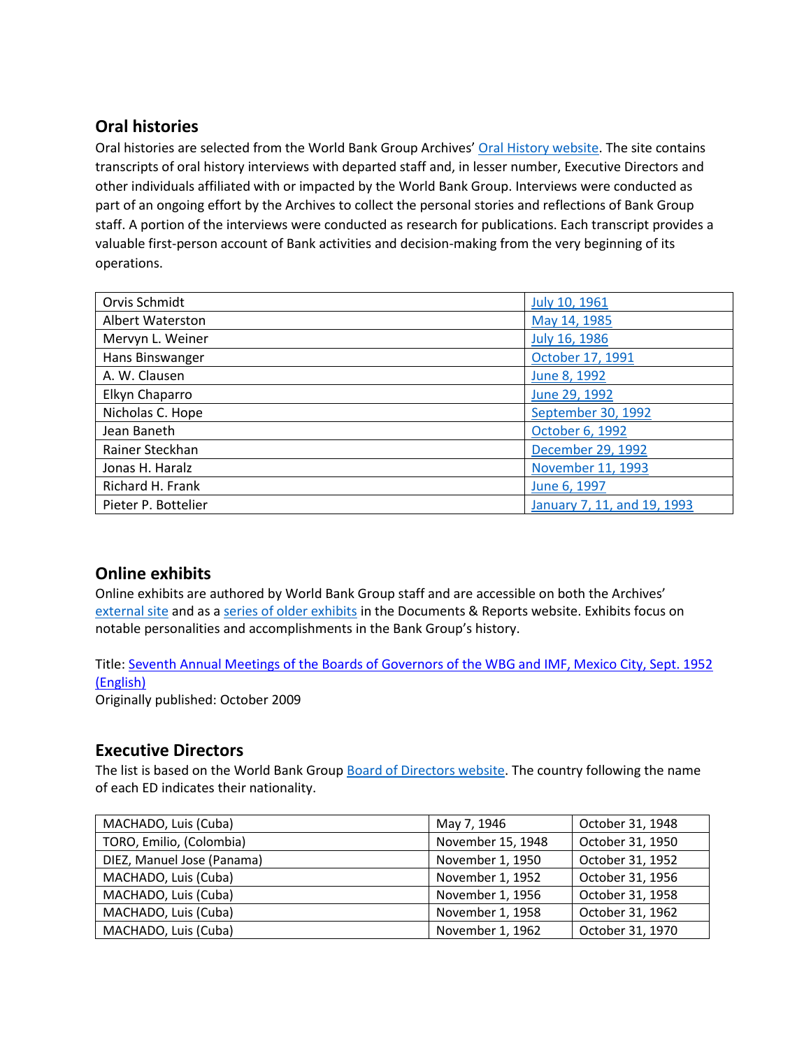## Oral histories

Oral histories are selected from the World Bank Group Archives' Oral History website. The site contains transcripts of oral history interviews with departed staff and, in lesser number, Executive Directors and other individuals affiliated with or impacted by the World Bank Group. Interviews were conducted as part of an ongoing effort by the Archives to collect the personal stories and reflections of Bank Group staff. A portion of the interviews were conducted as research for publications. Each transcript provides a valuable first-person account of Bank activities and decision-making from the very beginning of its operations.

| | |
|---|---|
| Orvis Schmidt | July 10, 1961 |
| Albert Waterston | May 14, 1985 |
| Mervyn L. Weiner | July 16, 1986 |
| Hans Binswanger | October 17, 1991 |
| A. W. Clausen | June 8, 1992 |
| Elkyn Chaparro | June 29, 1992 |
| Nicholas C. Hope | September 30, 1992 |
| Jean Baneth | October 6, 1992 |
| Rainer Steckhan | December 29, 1992 |
| Jonas H. Haralz | November 11, 1993 |
| Richard H. Frank | June 6, 1997 |
| Pieter P. Bottelier | January 7, 11, and 19, 1993 |

## Online exhibits

Online exhibits are authored by World Bank Group staff and are accessible on both the Archives' external site and as a series of older exhibits in the Documents & Reports website. Exhibits focus on notable personalities and accomplishments in the Bank Group's history.

Title: Seventh Annual Meetings of the Boards of Governors of the WBG and IMF, Mexico City, Sept. 1952 (English)
Originally published: October 2009

## Executive Directors

The list is based on the World Bank Group Board of Directors website. The country following the name of each ED indicates their nationality.

| | | |
|---|---|---|
| MACHADO, Luis (Cuba) | May 7, 1946 | October 31, 1948 |
| TORO, Emilio, (Colombia) | November 15, 1948 | October 31, 1950 |
| DIEZ, Manuel Jose (Panama) | November 1, 1950 | October 31, 1952 |
| MACHADO, Luis (Cuba) | November 1, 1952 | October 31, 1956 |
| MACHADO, Luis (Cuba) | November 1, 1956 | October 31, 1958 |
| MACHADO, Luis (Cuba) | November 1, 1958 | October 31, 1962 |
| MACHADO, Luis (Cuba) | November 1, 1962 | October 31, 1970 |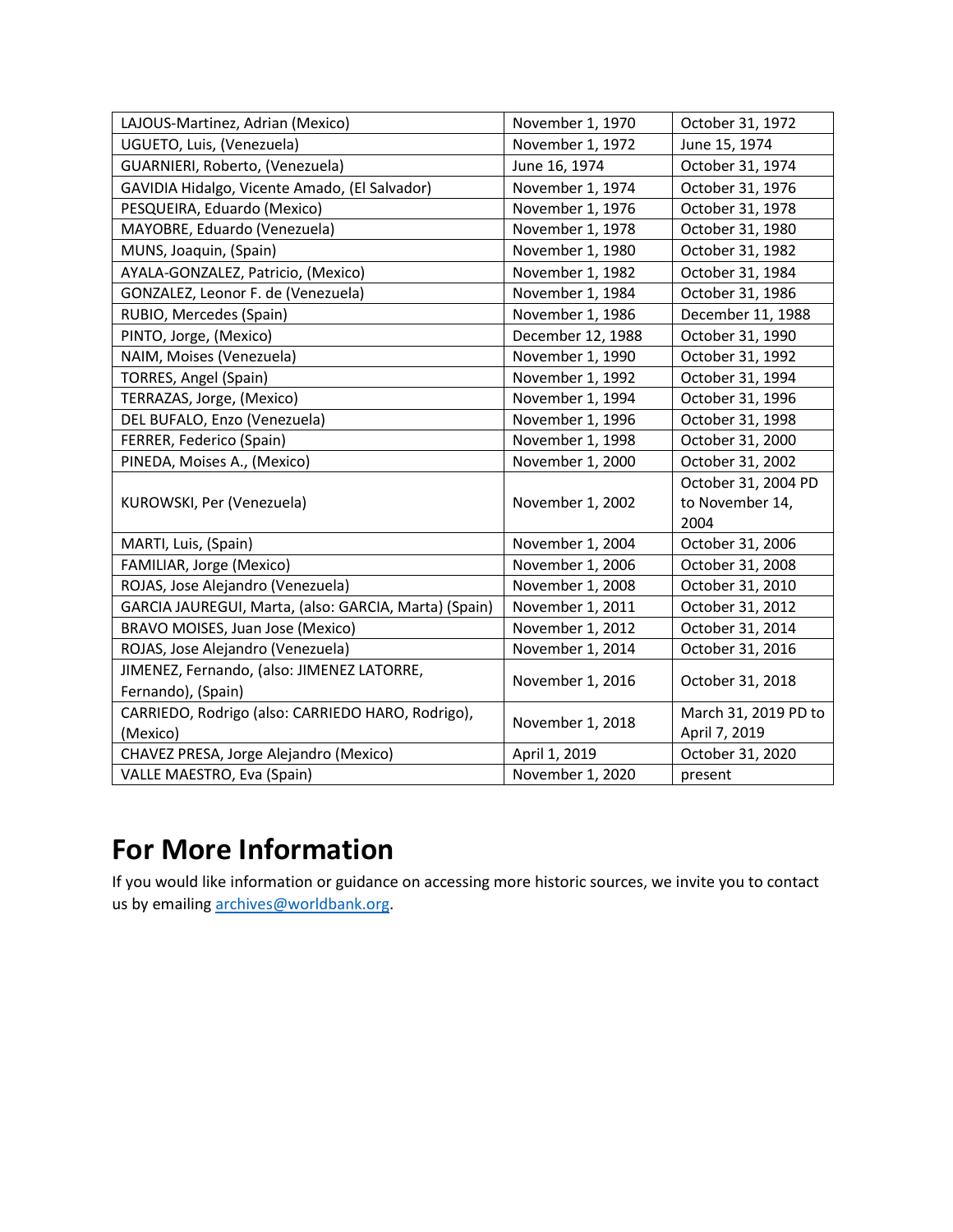| | | |
|---|---|---|
| LAJOUS-Martinez, Adrian (Mexico) | November 1, 1970 | October 31, 1972 |
| UGUETO, Luis, (Venezuela) | November 1, 1972 | June 15, 1974 |
| GUARNIERI, Roberto, (Venezuela) | June 16, 1974 | October 31, 1974 |
| GAVIDIA Hidalgo, Vicente Amado, (El Salvador) | November 1, 1974 | October 31, 1976 |
| PESQUEIRA, Eduardo (Mexico) | November 1, 1976 | October 31, 1978 |
| MAYOBRE, Eduardo (Venezuela) | November 1, 1978 | October 31, 1980 |
| MUNS, Joaquin, (Spain) | November 1, 1980 | October 31, 1982 |
| AYALA-GONZALEZ, Patricio, (Mexico) | November 1, 1982 | October 31, 1984 |
| GONZALEZ, Leonor F. de (Venezuela) | November 1, 1984 | October 31, 1986 |
| RUBIO, Mercedes (Spain) | November 1, 1986 | December 11, 1988 |
| PINTO, Jorge, (Mexico) | December 12, 1988 | October 31, 1990 |
| NAIM, Moises (Venezuela) | November 1, 1990 | October 31, 1992 |
| TORRES, Angel (Spain) | November 1, 1992 | October 31, 1994 |
| TERRAZAS, Jorge, (Mexico) | November 1, 1994 | October 31, 1996 |
| DEL BUFALO, Enzo (Venezuela) | November 1, 1996 | October 31, 1998 |
| FERRER, Federico (Spain) | November 1, 1998 | October 31, 2000 |
| PINEDA, Moises A., (Mexico) | November 1, 2000 | October 31, 2002 |
| KUROWSKI, Per (Venezuela) | November 1, 2002 | October 31, 2004 PD to November 14, 2004 |
| MARTI, Luis, (Spain) | November 1, 2004 | October 31, 2006 |
| FAMILIAR, Jorge (Mexico) | November 1, 2006 | October 31, 2008 |
| ROJAS, Jose Alejandro (Venezuela) | November 1, 2008 | October 31, 2010 |
| GARCIA JAUREGUI, Marta, (also: GARCIA, Marta) (Spain) | November 1, 2011 | October 31, 2012 |
| BRAVO MOISES, Juan Jose (Mexico) | November 1, 2012 | October 31, 2014 |
| ROJAS, Jose Alejandro (Venezuela) | November 1, 2014 | October 31, 2016 |
| JIMENEZ, Fernando, (also: JIMENEZ LATORRE, Fernando), (Spain) | November 1, 2016 | October 31, 2018 |
| CARRIEDO, Rodrigo (also: CARRIEDO HARO, Rodrigo), (Mexico) | November 1, 2018 | March 31, 2019 PD to April 7, 2019 |
| CHAVEZ PRESA, Jorge Alejandro (Mexico) | April 1, 2019 | October 31, 2020 |
| VALLE MAESTRO, Eva (Spain) | November 1, 2020 | present |

# For More Information

If you would like information or guidance on accessing more historic sources, we invite you to contact us by emailing archives@worldbank.org.